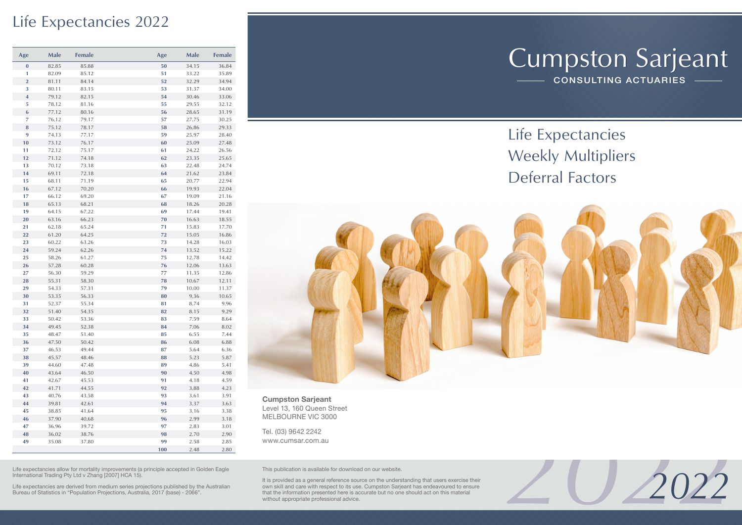# Life Expectancies 2022

| Age | Male | Female | Age | Male | Female |
|---|---|---|---|---|---|
| 0 | 82.85 | 85.88 | 50 | 34.15 | 36.84 |
| 1 | 82.09 | 85.12 | 51 | 33.22 | 35.89 |
| 2 | 81.11 | 84.14 | 52 | 32.29 | 34.94 |
| 3 | 80.11 | 83.15 | 53 | 31.37 | 34.00 |
| 4 | 79.12 | 82.15 | 54 | 30.46 | 33.06 |
| 5 | 78.12 | 81.16 | 55 | 29.55 | 32.12 |
| 6 | 77.12 | 80.16 | 56 | 28.65 | 31.19 |
| 7 | 76.12 | 79.17 | 57 | 27.75 | 30.25 |
| 8 | 75.12 | 78.17 | 58 | 26.86 | 29.33 |
| 9 | 74.13 | 77.17 | 59 | 25.97 | 28.40 |
| 10 | 73.12 | 76.17 | 60 | 25.09 | 27.48 |
| 11 | 72.12 | 75.17 | 61 | 24.22 | 26.56 |
| 12 | 71.12 | 74.18 | 62 | 23.35 | 25.65 |
| 13 | 70.12 | 73.18 | 63 | 22.48 | 24.74 |
| 14 | 69.11 | 72.18 | 64 | 21.62 | 23.84 |
| 15 | 68.11 | 71.19 | 65 | 20.77 | 22.94 |
| 16 | 67.12 | 70.20 | 66 | 19.93 | 22.04 |
| 17 | 66.12 | 69.20 | 67 | 19.09 | 21.16 |
| 18 | 65.13 | 68.21 | 68 | 18.26 | 20.28 |
| 19 | 64.15 | 67.22 | 69 | 17.44 | 19.41 |
| 20 | 63.16 | 66.23 | 70 | 16.63 | 18.55 |
| 21 | 62.18 | 65.24 | 71 | 15.83 | 17.70 |
| 22 | 61.20 | 64.25 | 72 | 15.05 | 16.86 |
| 23 | 60.22 | 63.26 | 73 | 14.28 | 16.03 |
| 24 | 59.24 | 62.26 | 74 | 13.52 | 15.22 |
| 25 | 58.26 | 61.27 | 75 | 12.78 | 14.42 |
| 26 | 57.28 | 60.28 | 76 | 12.06 | 13.63 |
| 27 | 56.30 | 59.29 | 77 | 11.35 | 12.86 |
| 28 | 55.31 | 58.30 | 78 | 10.67 | 12.11 |
| 29 | 54.33 | 57.31 | 79 | 10.00 | 11.37 |
| 30 | 53.35 | 56.33 | 80 | 9.36 | 10.65 |
| 31 | 52.37 | 55.34 | 81 | 8.74 | 9.96 |
| 32 | 51.40 | 54.35 | 82 | 8.15 | 9.29 |
| 33 | 50.42 | 53.36 | 83 | 7.59 | 8.64 |
| 34 | 49.45 | 52.38 | 84 | 7.06 | 8.02 |
| 35 | 48.47 | 51.40 | 85 | 6.55 | 7.44 |
| 36 | 47.50 | 50.42 | 86 | 6.08 | 6.88 |
| 37 | 46.53 | 49.44 | 87 | 5.64 | 6.36 |
| 38 | 45.57 | 48.46 | 88 | 5.23 | 5.87 |
| 39 | 44.60 | 47.48 | 89 | 4.86 | 5.41 |
| 40 | 43.64 | 46.50 | 90 | 4.50 | 4.98 |
| 41 | 42.67 | 45.53 | 91 | 4.18 | 4.59 |
| 42 | 41.71 | 44.55 | 92 | 3.88 | 4.23 |
| 43 | 40.76 | 43.58 | 93 | 3.61 | 3.91 |
| 44 | 39.81 | 42.61 | 94 | 3.37 | 3.63 |
| 45 | 38.85 | 41.64 | 95 | 3.16 | 3.38 |
| 46 | 37.90 | 40.68 | 96 | 2.99 | 3.18 |
| 47 | 36.96 | 39.72 | 97 | 2.83 | 3.01 |
| 48 | 36.02 | 38.76 | 98 | 2.70 | 2.90 |
| 49 | 35.08 | 37.80 | 99 | 2.58 | 2.85 |
| | | | 100 | 2.48 | 2.80 |

Life expectancies allow for mortality improvements (a principle accepted in Golden Eagle International Trading Pty Ltd v Zhang [2007] HCA 15).

Life expectancies are derived from medium series projections published by the Australian Bureau of Statistics in "Population Projections, Australia, 2017 (base) - 2066".

# Cumpston Sarjeant

CONSULTING ACTUARIES

## Life Expectancies
## Weekly Multipliers
## Deferral Factors

**Cumpston Sarjeant**
Level 13, 160 Queen Street
MELBOURNE VIC 3000

Tel. (03) 9642 2242
www.cumsar.com.au

This publication is available for download on our website.

It is provided as a general reference source on the understanding that users exercise their own skill and care with respect to its use. Cumpston Sarjeant has endeavoured to ensure that the information presented here is accurate but no one should act on this material without appropriate professional advice.

*2022*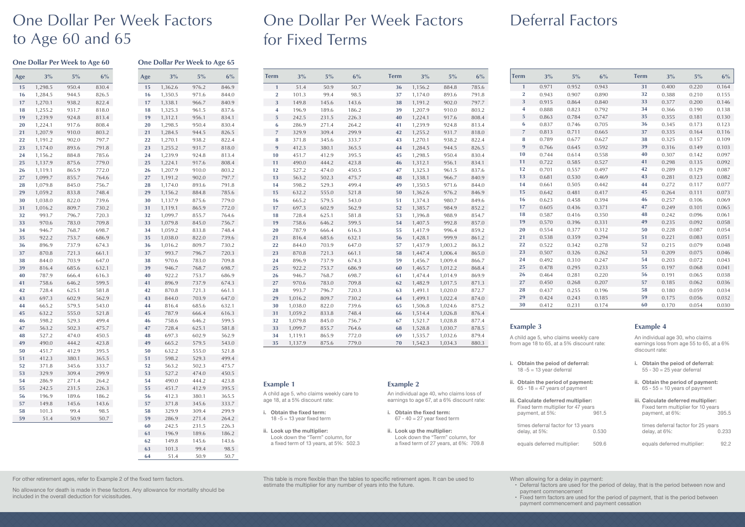# One Dollar Per Week Factors to Age 60 and 65

## One Dollar Per Week to Age 60

| Age | 3% | 5% | 6% |
|---|---|---|---|
| 15 | 1,298.5 | 950.4 | 830.4 |
| 16 | 1,284.5 | 944.5 | 826.5 |
| 17 | 1,270.1 | 938.2 | 822.4 |
| 18 | 1,255.2 | 931.7 | 818.0 |
| 19 | 1,239.9 | 924.8 | 813.4 |
| 20 | 1,224.1 | 917.6 | 808.4 |
| 21 | 1,207.9 | 910.0 | 803.2 |
| 22 | 1,191.2 | 902.0 | 797.7 |
| 23 | 1,174.0 | 893.6 | 791.8 |
| 24 | 1,156.2 | 884.8 | 785.6 |
| 25 | 1,137.9 | 875.6 | 779.0 |
| 26 | 1,119.1 | 865.9 | 772.0 |
| 27 | 1,099.7 | 855.7 | 764.6 |
| 28 | 1,079.8 | 845.0 | 756.7 |
| 29 | 1,059.2 | 833.8 | 748.4 |
| 30 | 1,038.0 | 822.0 | 739.6 |
| 31 | 1,016.2 | 809.7 | 730.2 |
| 32 | 993.7 | 796.7 | 720.3 |
| 33 | 970.6 | 783.0 | 709.8 |
| 34 | 946.7 | 768.7 | 698.7 |
| 35 | 922.2 | 753.7 | 686.9 |
| 36 | 896.9 | 737.9 | 674.3 |
| 37 | 870.8 | 721.3 | 661.1 |
| 38 | 844.0 | 703.9 | 647.0 |
| 39 | 816.4 | 685.6 | 632.1 |
| 40 | 787.9 | 666.4 | 616.3 |
| 41 | 758.6 | 646.2 | 599.5 |
| 42 | 728.4 | 625.1 | 581.8 |
| 43 | 697.3 | 602.9 | 562.9 |
| 44 | 665.2 | 579.5 | 543.0 |
| 45 | 632.2 | 555.0 | 521.8 |
| 46 | 598.2 | 529.3 | 499.4 |
| 47 | 563.2 | 502.3 | 475.7 |
| 48 | 527.2 | 474.0 | 450.5 |
| 49 | 490.0 | 444.2 | 423.8 |
| 50 | 451.7 | 412.9 | 395.5 |
| 51 | 412.3 | 380.1 | 365.5 |
| 52 | 371.8 | 345.6 | 333.7 |
| 53 | 329.9 | 309.4 | 299.9 |
| 54 | 286.9 | 271.4 | 264.2 |
| 55 | 242.5 | 231.5 | 226.3 |
| 56 | 196.9 | 189.6 | 186.2 |
| 57 | 149.8 | 145.6 | 143.6 |
| 58 | 101.3 | 99.4 | 98.5 |
| 59 | 51.4 | 50.9 | 50.7 |

## One Dollar Per Week to Age 65

| Age | 3% | 5% | 6% |
|---|---|---|---|
| 15 | 1,362.6 | 976.2 | 846.9 |
| 16 | 1,350.5 | 971.6 | 844.0 |
| 17 | 1,338.1 | 966.7 | 840.9 |
| 18 | 1,325.3 | 961.5 | 837.6 |
| 19 | 1,312.1 | 956.1 | 834.1 |
| 20 | 1,298.5 | 950.4 | 830.4 |
| 21 | 1,284.5 | 944.5 | 826.5 |
| 22 | 1,270.1 | 938.2 | 822.4 |
| 23 | 1,255.2 | 931.7 | 818.0 |
| 24 | 1,239.9 | 924.8 | 813.4 |
| 25 | 1,224.1 | 917.6 | 808.4 |
| 26 | 1,207.9 | 910.0 | 803.2 |
| 27 | 1,191.2 | 902.0 | 797.7 |
| 28 | 1,174.0 | 893.6 | 791.8 |
| 29 | 1,156.2 | 884.8 | 785.6 |
| 30 | 1,137.9 | 875.6 | 779.0 |
| 31 | 1,119.1 | 865.9 | 772.0 |
| 32 | 1,099.7 | 855.7 | 764.6 |
| 33 | 1,079.8 | 845.0 | 756.7 |
| 34 | 1,059.2 | 833.8 | 748.4 |
| 35 | 1,038.0 | 822.0 | 739.6 |
| 36 | 1,016.2 | 809.7 | 730.2 |
| 37 | 993.7 | 796.7 | 720.3 |
| 38 | 970.6 | 783.0 | 709.8 |
| 39 | 946.7 | 768.7 | 698.7 |
| 40 | 922.2 | 753.7 | 686.9 |
| 41 | 896.9 | 737.9 | 674.3 |
| 42 | 870.8 | 721.3 | 661.1 |
| 43 | 844.0 | 703.9 | 647.0 |
| 44 | 816.4 | 685.6 | 632.1 |
| 45 | 787.9 | 666.4 | 616.3 |
| 46 | 758.6 | 646.2 | 599.5 |
| 47 | 728.4 | 625.1 | 581.8 |
| 48 | 697.3 | 602.9 | 562.9 |
| 49 | 665.2 | 579.5 | 543.0 |
| 50 | 632.2 | 555.0 | 521.8 |
| 51 | 598.2 | 529.3 | 499.4 |
| 52 | 563.2 | 502.3 | 475.7 |
| 53 | 527.2 | 474.0 | 450.5 |
| 54 | 490.0 | 444.2 | 423.8 |
| 55 | 451.7 | 412.9 | 395.5 |
| 56 | 412.3 | 380.1 | 365.5 |
| 57 | 371.8 | 345.6 | 333.7 |
| 58 | 329.9 | 309.4 | 299.9 |
| 59 | 286.9 | 271.4 | 264.2 |
| 60 | 242.5 | 231.5 | 226.3 |
| 61 | 196.9 | 189.6 | 186.2 |
| 62 | 149.8 | 145.6 | 143.6 |
| 63 | 101.3 | 99.4 | 98.5 |
| 64 | 51.4 | 50.9 | 50.7 |

For other retirement ages, refer to Example 2 of the fixed term factors.

No allowance for death is made in these factors. Any allowance for mortality should be included in the overall deduction for vicissitudes.

# One Dollar Per Week Factors for Fixed Terms

| Term | 3% | 5% | 6% | Term | 3% | 5% | 6% |
|---|---|---|---|---|---|---|---|
| 1 | 51.4 | 50.9 | 50.7 | 36 | 1,156.2 | 884.8 | 785.6 |
| 2 | 101.3 | 99.4 | 98.5 | 37 | 1,174.0 | 893.6 | 791.8 |
| 3 | 149.8 | 145.6 | 143.6 | 38 | 1,191.2 | 902.0 | 797.7 |
| 4 | 196.9 | 189.6 | 186.2 | 39 | 1,207.9 | 910.0 | 803.2 |
| 5 | 242.5 | 231.5 | 226.3 | 40 | 1,224.1 | 917.6 | 808.4 |
| 6 | 286.9 | 271.4 | 264.2 | 41 | 1,239.9 | 924.8 | 813.4 |
| 7 | 329.9 | 309.4 | 299.9 | 42 | 1,255.2 | 931.7 | 818.0 |
| 8 | 371.8 | 345.6 | 333.7 | 43 | 1,270.1 | 938.2 | 822.4 |
| 9 | 412.3 | 380.1 | 365.5 | 44 | 1,284.5 | 944.5 | 826.5 |
| 10 | 451.7 | 412.9 | 395.5 | 45 | 1,298.5 | 950.4 | 830.4 |
| 11 | 490.0 | 444.2 | 423.8 | 46 | 1,312.1 | 956.1 | 834.1 |
| 12 | 527.2 | 474.0 | 450.5 | 47 | 1,325.3 | 961.5 | 837.6 |
| 13 | 563.2 | 502.3 | 475.7 | 48 | 1,338.1 | 966.7 | 840.9 |
| 14 | 598.2 | 529.3 | 499.4 | 49 | 1,350.5 | 971.6 | 844.0 |
| 15 | 632.2 | 555.0 | 521.8 | 50 | 1,362.6 | 976.2 | 846.9 |
| 16 | 665.2 | 579.5 | 543.0 | 51 | 1,374.3 | 980.7 | 849.6 |
| 17 | 697.3 | 602.9 | 562.9 | 52 | 1,385.7 | 984.9 | 852.2 |
| 18 | 728.4 | 625.1 | 581.8 | 53 | 1,396.8 | 988.9 | 854.7 |
| 19 | 758.6 | 646.2 | 599.5 | 54 | 1,407.5 | 992.8 | 857.0 |
| 20 | 787.9 | 666.4 | 616.3 | 55 | 1,417.9 | 996.4 | 859.2 |
| 21 | 816.4 | 685.6 | 632.1 | 56 | 1,428.1 | 999.9 | 861.2 |
| 22 | 844.0 | 703.9 | 647.0 | 57 | 1,437.9 | 1,003.2 | 863.2 |
| 23 | 870.8 | 721.3 | 661.1 | 58 | 1,447.4 | 1,006.4 | 865.0 |
| 24 | 896.9 | 737.9 | 674.3 | 59 | 1,456.7 | 1,009.4 | 866.7 |
| 25 | 922.2 | 753.7 | 686.9 | 60 | 1,465.7 | 1,012.2 | 868.4 |
| 26 | 946.7 | 768.7 | 698.7 | 61 | 1,474.4 | 1,014.9 | 869.9 |
| 27 | 970.6 | 783.0 | 709.8 | 62 | 1,482.9 | 1,017.5 | 871.3 |
| 28 | 993.7 | 796.7 | 720.3 | 63 | 1,491.1 | 1,020.0 | 872.7 |
| 29 | 1,016.2 | 809.7 | 730.2 | 64 | 1,499.1 | 1,022.4 | 874.0 |
| 30 | 1,038.0 | 822.0 | 739.6 | 65 | 1,506.8 | 1,024.6 | 875.2 |
| 31 | 1,059.2 | 833.8 | 748.4 | 66 | 1,514.4 | 1,026.8 | 876.4 |
| 32 | 1,079.8 | 845.0 | 756.7 | 67 | 1,521.7 | 1,028.8 | 877.4 |
| 33 | 1,099.7 | 855.7 | 764.6 | 68 | 1,528.8 | 1,030.7 | 878.5 |
| 34 | 1,119.1 | 865.9 | 772.0 | 69 | 1,535.7 | 1,032.6 | 879.4 |
| 35 | 1,137.9 | 875.6 | 779.0 | 70 | 1,542.3 | 1,034.3 | 880.3 |

### Example 1

A child age 5, who claims weekly care to age 18, at a 5% discount rate:

i. **Obtain the fixed term:**
18 -5 = 13 year fixed term

ii. **Look up the multiplier:**
Look down the "Term" column, for a fixed term of 13 years, at 5%: 502.3

### Example 2

An individual age 40, who claims loss of earnings to age 67, at a 6% discount rate:

i. **Obtain the fixed term:**
67 - 40 = 27 year fixed term

ii. **Look up the multiplier:**
Look down the "Term" column, for a fixed term of 27 years, at 6%: 709.8

This table is more flexible than the tables to specific retirement ages. It can be used to estimate the multiplier for any number of years into the future.

# Deferral Factors

| Term | 3% | 5% | 6% | Term | 3% | 5% | 6% |
|---|---|---|---|---|---|---|---|
| 1 | 0.971 | 0.952 | 0.943 | 31 | 0.400 | 0.220 | 0.164 |
| 2 | 0.943 | 0.907 | 0.890 | 32 | 0.388 | 0.210 | 0.155 |
| 3 | 0.915 | 0.864 | 0.840 | 33 | 0.377 | 0.200 | 0.146 |
| 4 | 0.888 | 0.823 | 0.792 | 34 | 0.366 | 0.190 | 0.138 |
| 5 | 0.863 | 0.784 | 0.747 | 35 | 0.355 | 0.181 | 0.130 |
| 6 | 0.837 | 0.746 | 0.705 | 36 | 0.345 | 0.173 | 0.123 |
| 7 | 0.813 | 0.711 | 0.665 | 37 | 0.335 | 0.164 | 0.116 |
| 8 | 0.789 | 0.677 | 0.627 | 38 | 0.325 | 0.157 | 0.109 |
| 9 | 0.766 | 0.645 | 0.592 | 39 | 0.316 | 0.149 | 0.103 |
| 10 | 0.744 | 0.614 | 0.558 | 40 | 0.307 | 0.142 | 0.097 |
| 11 | 0.722 | 0.585 | 0.527 | 41 | 0.298 | 0.135 | 0.092 |
| 12 | 0.701 | 0.557 | 0.497 | 42 | 0.289 | 0.129 | 0.087 |
| 13 | 0.681 | 0.530 | 0.469 | 43 | 0.281 | 0.123 | 0.082 |
| 14 | 0.661 | 0.505 | 0.442 | 44 | 0.272 | 0.117 | 0.077 |
| 15 | 0.642 | 0.481 | 0.417 | 45 | 0.264 | 0.111 | 0.073 |
| 16 | 0.623 | 0.458 | 0.394 | 46 | 0.257 | 0.106 | 0.069 |
| 17 | 0.605 | 0.436 | 0.371 | 47 | 0.249 | 0.101 | 0.065 |
| 18 | 0.587 | 0.416 | 0.350 | 48 | 0.242 | 0.096 | 0.061 |
| 19 | 0.570 | 0.396 | 0.331 | 49 | 0.235 | 0.092 | 0.058 |
| 20 | 0.554 | 0.377 | 0.312 | 50 | 0.228 | 0.087 | 0.054 |
| 21 | 0.538 | 0.359 | 0.294 | 51 | 0.221 | 0.083 | 0.051 |
| 22 | 0.522 | 0.342 | 0.278 | 52 | 0.215 | 0.079 | 0.048 |
| 23 | 0.507 | 0.326 | 0.262 | 53 | 0.209 | 0.075 | 0.046 |
| 24 | 0.492 | 0.310 | 0.247 | 54 | 0.203 | 0.072 | 0.043 |
| 25 | 0.478 | 0.295 | 0.233 | 55 | 0.197 | 0.068 | 0.041 |
| 26 | 0.464 | 0.281 | 0.220 | 56 | 0.191 | 0.065 | 0.038 |
| 27 | 0.450 | 0.268 | 0.207 | 57 | 0.185 | 0.062 | 0.036 |
| 28 | 0.437 | 0.255 | 0.196 | 58 | 0.180 | 0.059 | 0.034 |
| 29 | 0.424 | 0.243 | 0.185 | 59 | 0.175 | 0.056 | 0.032 |
| 30 | 0.412 | 0.231 | 0.174 | 60 | 0.170 | 0.054 | 0.030 |

### Example 3

A child age 5, who claims weekly care from age 18 to 65, at a 5% discount rate:

i. **Obtain the peiod of deferral:**
18 -5 = 13 year deferral

ii. **Obtain the period of payment:**
65 - 18 = 47 years of payment

iii. **Calculate deferred multiplier:**
Fixed term multiplier for 47 years payment, at 5%: 961.5

times deferral factor for 13 years delay, at 5%: 0.530

equals deferred multiplier: 509.6

### Example 4

An individual age 30, who claims earnings loss from age 55 to 65, at a 6% discount rate:

i. **Obtain the peiod of deferral:**
55 - 30 = 25 year deferral

ii. **Obtain the period of payment:**
65 - 55 = 10 years of payment

iii. **Calculate deferred multiplier:**
Fixed term multiplier for 10 years payment, at 6%: 395.5

times deferral factor for 25 years delay, at 6%: 0.233

equals deferred multiplier: 92.2

When allowing for a delay in payment:

- Deferral factors are used for the period of delay, that is the period between now and payment commencement
- Fixed term factors are used for the period of payment, that is the period between payment commencement and payment cessation